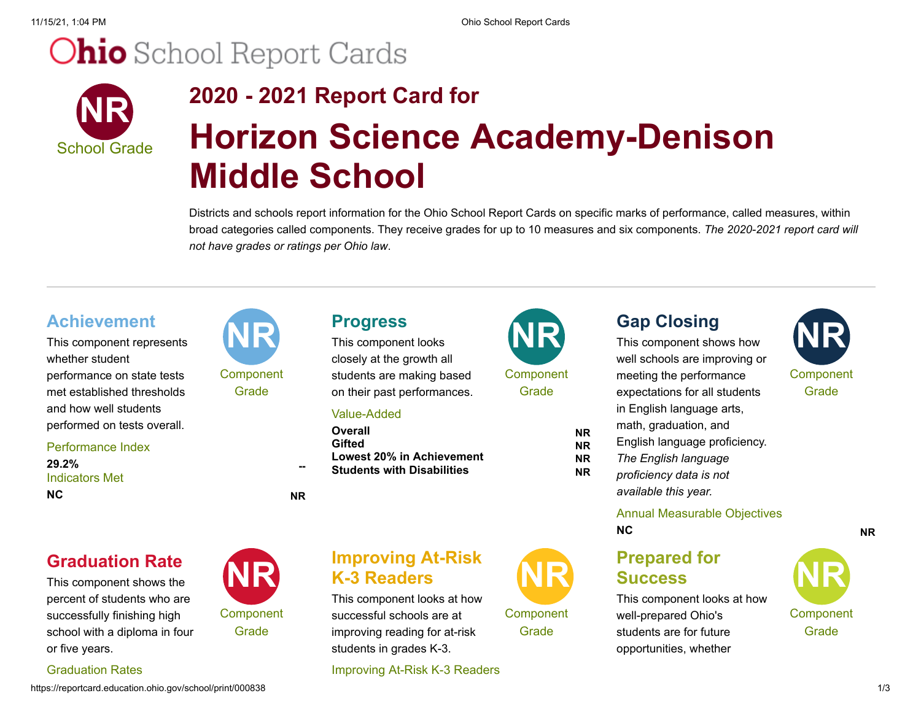# Ohio School Report Cards

**NR**
School Grade

## 2020 - 2021 Report Card for

# Horizon Science Academy-Denison Middle School

Districts and schools report information for the Ohio School Report Cards on specific marks of performance, called measures, within broad categories called components. They receive grades for up to 10 measures and six components. *The 2020-2021 report card will not have grades or ratings per Ohio law*.

---

## Achievement

**NR** Component Grade

This component represents whether student performance on state tests met established thresholds and how well students performed on tests overall.

Performance Index

| | |
|---|---|
| **29.2%** | -- |

Indicators Met

| | |
|---|---|
| **NC** | **NR** |

## Progress

**NR** Component Grade

This component looks closely at the growth all students are making based on their past performances.

Value-Added

| | |
|---|---|
| **Overall** | **NR** |
| **Gifted** | **NR** |
| **Lowest 20% in Achievement** | **NR** |
| **Students with Disabilities** | **NR** |

## Gap Closing

**NR** Component Grade

This component shows how well schools are improving or meeting the performance expectations for all students in English language arts, math, graduation, and English language proficiency. *The English language proficiency data is not available this year.*

Annual Measurable Objectives

| | |
|---|---|
| **NC** | **NR** |

## Graduation Rate

**NR** Component Grade

This component shows the percent of students who are successfully finishing high school with a diploma in four or five years.

Graduation Rates

## Improving At-Risk K-3 Readers

**NR** Component Grade

This component looks at how successful schools are at improving reading for at-risk students in grades K-3.

Improving At-Risk K-3 Readers

## Prepared for Success

**NR** Component Grade

This component looks at how well-prepared Ohio's students are for future opportunities, whether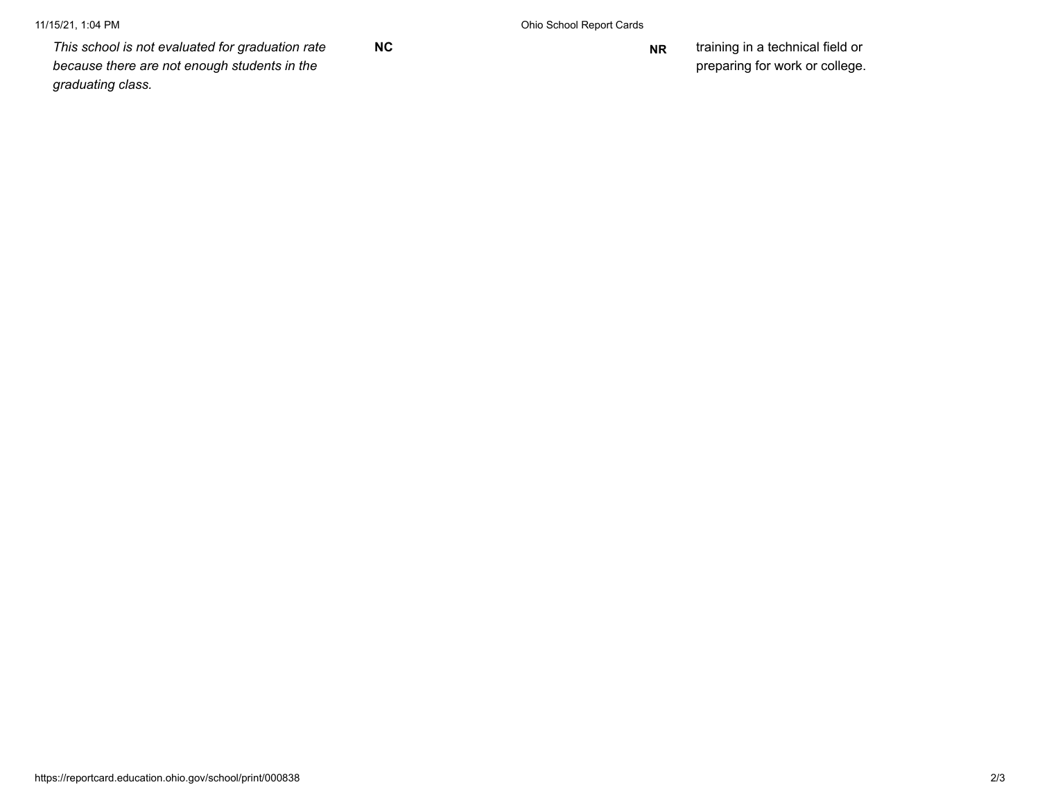*This school is not evaluated for graduation rate because there are not enough students in the graduating class.*

**NC**

**NR**

training in a technical field or preparing for work or college.